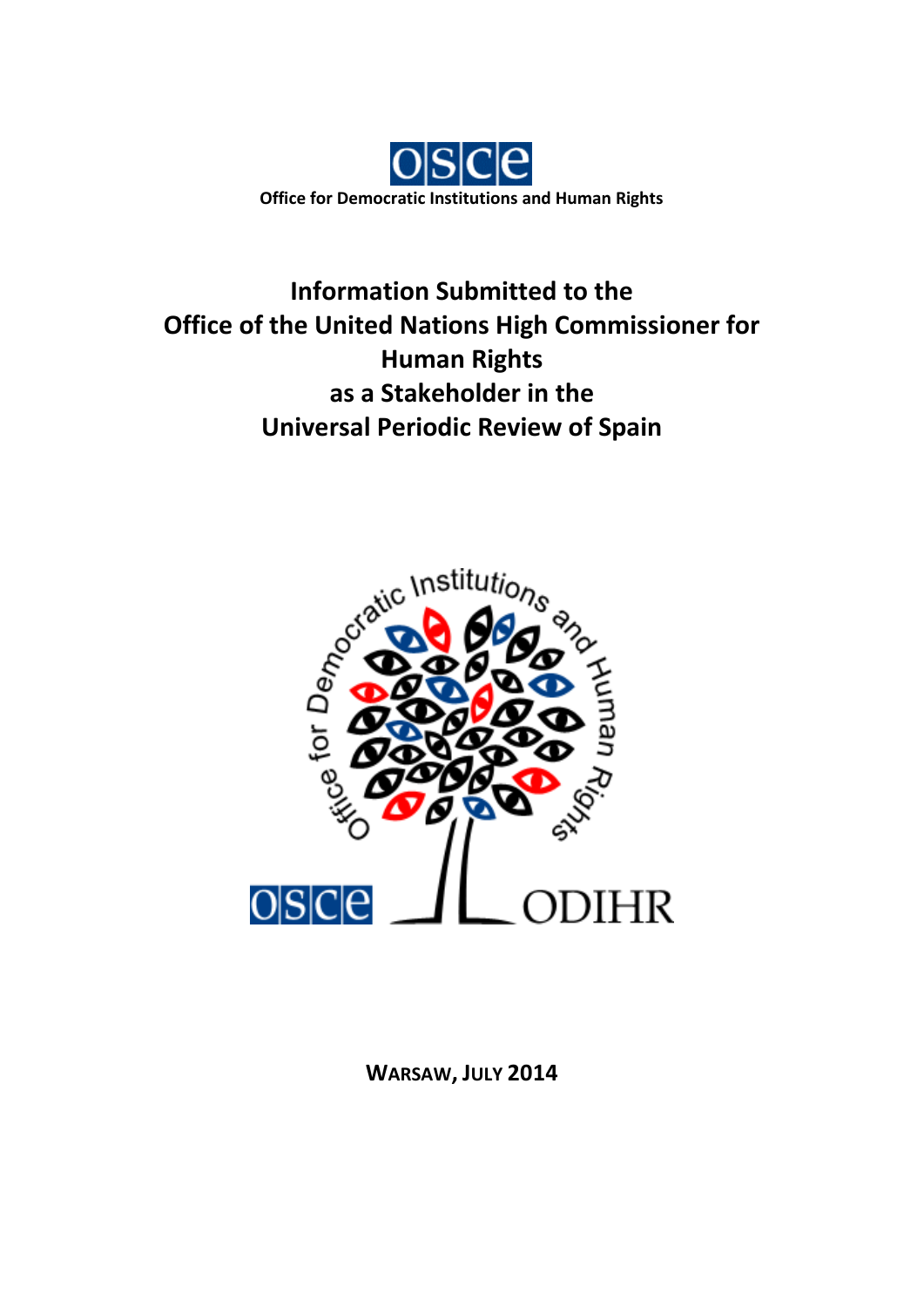OSCE

**Office for Democratic Institutions and Human Rights**

# Information Submitted to the Office of the United Nations High Commissioner for Human Rights as a Stakeholder in the Universal Periodic Review of Spain

**WARSAW, JULY 2014**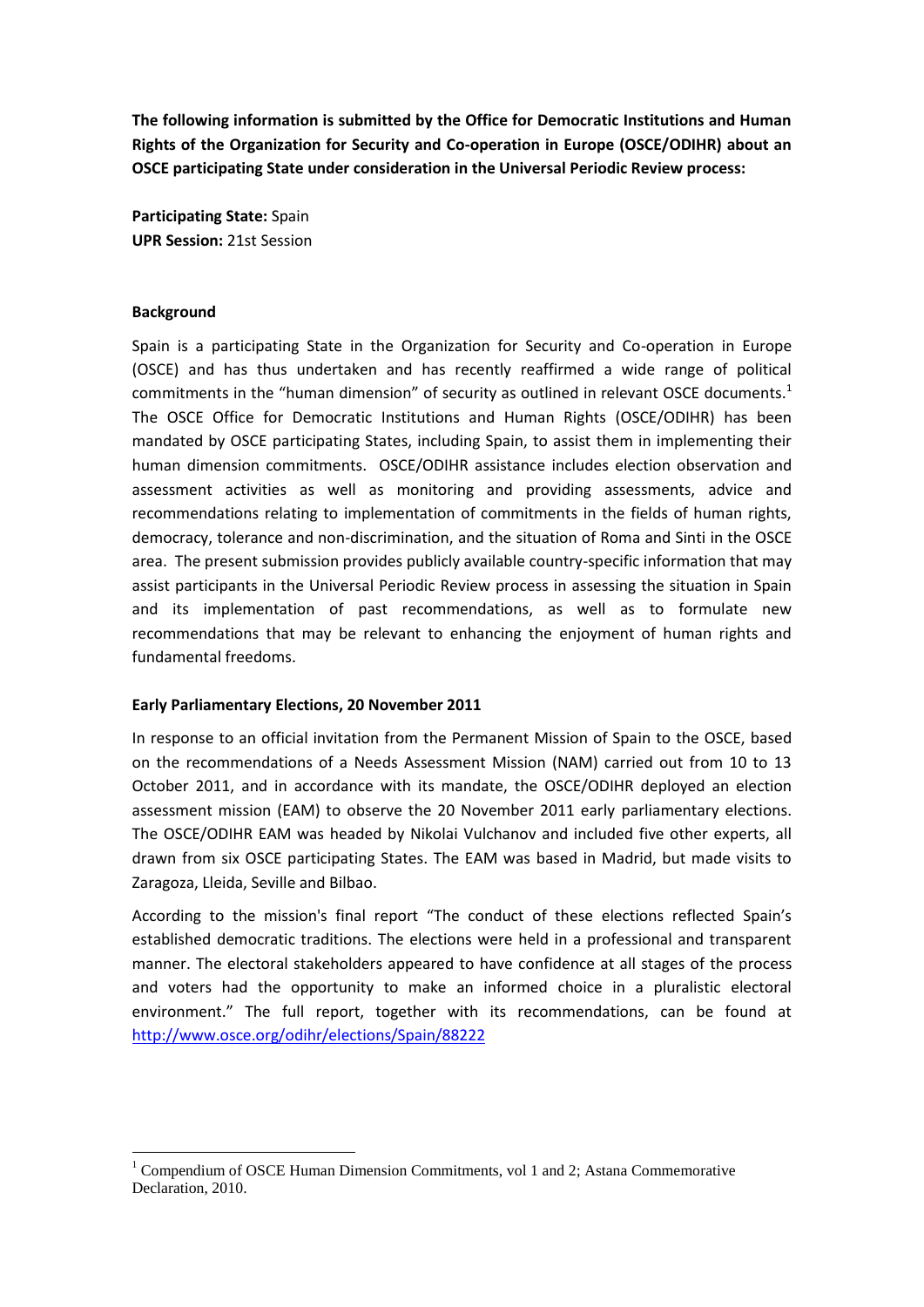**The following information is submitted by the Office for Democratic Institutions and Human Rights of the Organization for Security and Co-operation in Europe (OSCE/ODIHR) about an OSCE participating State under consideration in the Universal Periodic Review process:**

**Participating State:** Spain
**UPR Session:** 21st Session

**Background**

Spain is a participating State in the Organization for Security and Co-operation in Europe (OSCE) and has thus undertaken and has recently reaffirmed a wide range of political commitments in the "human dimension" of security as outlined in relevant OSCE documents.[1] The OSCE Office for Democratic Institutions and Human Rights (OSCE/ODIHR) has been mandated by OSCE participating States, including Spain, to assist them in implementing their human dimension commitments. OSCE/ODIHR assistance includes election observation and assessment activities as well as monitoring and providing assessments, advice and recommendations relating to implementation of commitments in the fields of human rights, democracy, tolerance and non-discrimination, and the situation of Roma and Sinti in the OSCE area. The present submission provides publicly available country-specific information that may assist participants in the Universal Periodic Review process in assessing the situation in Spain and its implementation of past recommendations, as well as to formulate new recommendations that may be relevant to enhancing the enjoyment of human rights and fundamental freedoms.

**Early Parliamentary Elections, 20 November 2011**

In response to an official invitation from the Permanent Mission of Spain to the OSCE, based on the recommendations of a Needs Assessment Mission (NAM) carried out from 10 to 13 October 2011, and in accordance with its mandate, the OSCE/ODIHR deployed an election assessment mission (EAM) to observe the 20 November 2011 early parliamentary elections. The OSCE/ODIHR EAM was headed by Nikolai Vulchanov and included five other experts, all drawn from six OSCE participating States. The EAM was based in Madrid, but made visits to Zaragoza, Lleida, Seville and Bilbao.

According to the mission's final report "The conduct of these elections reflected Spain's established democratic traditions. The elections were held in a professional and transparent manner. The electoral stakeholders appeared to have confidence at all stages of the process and voters had the opportunity to make an informed choice in a pluralistic electoral environment." The full report, together with its recommendations, can be found at http://www.osce.org/odihr/elections/Spain/88222

[1] Compendium of OSCE Human Dimension Commitments, vol 1 and 2; Astana Commemorative Declaration, 2010.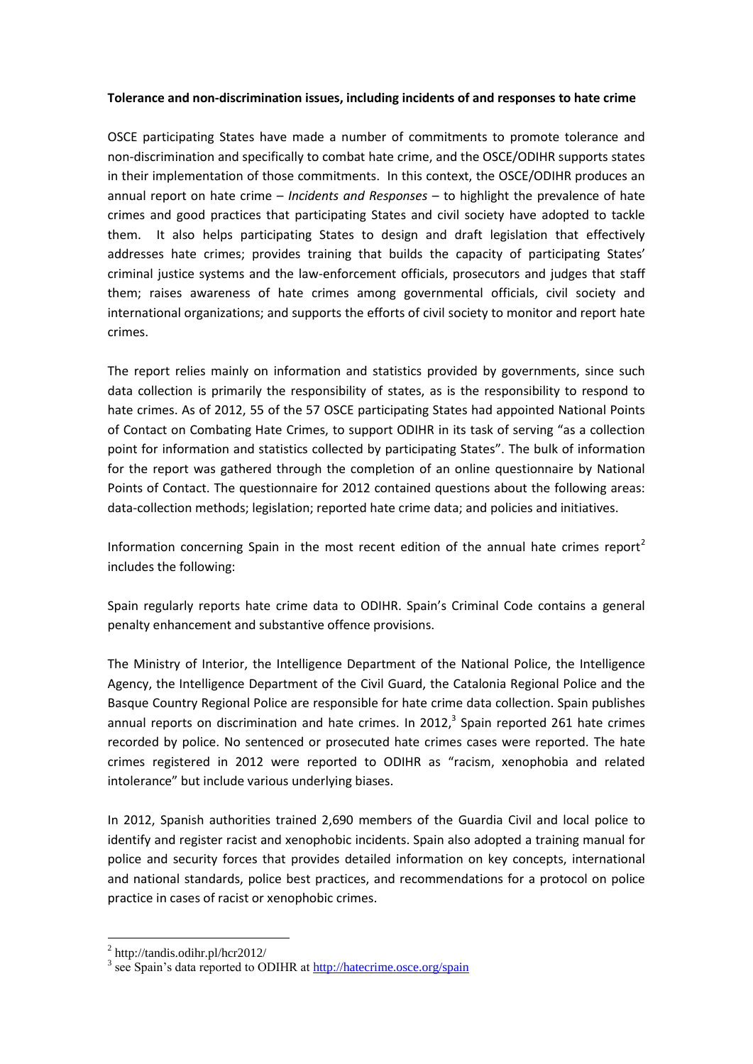**Tolerance and non-discrimination issues, including incidents of and responses to hate crime**

OSCE participating States have made a number of commitments to promote tolerance and non-discrimination and specifically to combat hate crime, and the OSCE/ODIHR supports states in their implementation of those commitments. In this context, the OSCE/ODIHR produces an annual report on hate crime – *Incidents and Responses* – to highlight the prevalence of hate crimes and good practices that participating States and civil society have adopted to tackle them. It also helps participating States to design and draft legislation that effectively addresses hate crimes; provides training that builds the capacity of participating States' criminal justice systems and the law-enforcement officials, prosecutors and judges that staff them; raises awareness of hate crimes among governmental officials, civil society and international organizations; and supports the efforts of civil society to monitor and report hate crimes.

The report relies mainly on information and statistics provided by governments, since such data collection is primarily the responsibility of states, as is the responsibility to respond to hate crimes. As of 2012, 55 of the 57 OSCE participating States had appointed National Points of Contact on Combating Hate Crimes, to support ODIHR in its task of serving "as a collection point for information and statistics collected by participating States". The bulk of information for the report was gathered through the completion of an online questionnaire by National Points of Contact. The questionnaire for 2012 contained questions about the following areas: data-collection methods; legislation; reported hate crime data; and policies and initiatives.

Information concerning Spain in the most recent edition of the annual hate crimes report[2] includes the following:

Spain regularly reports hate crime data to ODIHR. Spain's Criminal Code contains a general penalty enhancement and substantive offence provisions.

The Ministry of Interior, the Intelligence Department of the National Police, the Intelligence Agency, the Intelligence Department of the Civil Guard, the Catalonia Regional Police and the Basque Country Regional Police are responsible for hate crime data collection. Spain publishes annual reports on discrimination and hate crimes. In 2012,[3] Spain reported 261 hate crimes recorded by police. No sentenced or prosecuted hate crimes cases were reported. The hate crimes registered in 2012 were reported to ODIHR as "racism, xenophobia and related intolerance" but include various underlying biases.

In 2012, Spanish authorities trained 2,690 members of the Guardia Civil and local police to identify and register racist and xenophobic incidents. Spain also adopted a training manual for police and security forces that provides detailed information on key concepts, international and national standards, police best practices, and recommendations for a protocol on police practice in cases of racist or xenophobic crimes.

---

[2] http://tandis.odihr.pl/hcr2012/

[3] see Spain's data reported to ODIHR at http://hatecrime.osce.org/spain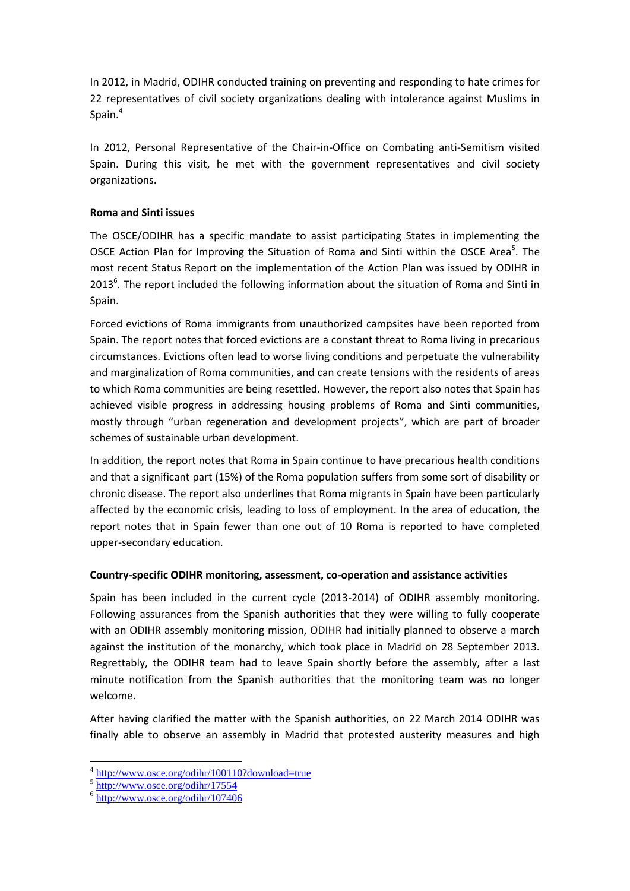In 2012, in Madrid, ODIHR conducted training on preventing and responding to hate crimes for 22 representatives of civil society organizations dealing with intolerance against Muslims in Spain.[4]

In 2012, Personal Representative of the Chair-in-Office on Combating anti-Semitism visited Spain. During this visit, he met with the government representatives and civil society organizations.

**Roma and Sinti issues**

The OSCE/ODIHR has a specific mandate to assist participating States in implementing the OSCE Action Plan for Improving the Situation of Roma and Sinti within the OSCE Area[5]. The most recent Status Report on the implementation of the Action Plan was issued by ODIHR in 2013[6]. The report included the following information about the situation of Roma and Sinti in Spain.

Forced evictions of Roma immigrants from unauthorized campsites have been reported from Spain. The report notes that forced evictions are a constant threat to Roma living in precarious circumstances. Evictions often lead to worse living conditions and perpetuate the vulnerability and marginalization of Roma communities, and can create tensions with the residents of areas to which Roma communities are being resettled. However, the report also notes that Spain has achieved visible progress in addressing housing problems of Roma and Sinti communities, mostly through "urban regeneration and development projects", which are part of broader schemes of sustainable urban development.

In addition, the report notes that Roma in Spain continue to have precarious health conditions and that a significant part (15%) of the Roma population suffers from some sort of disability or chronic disease. The report also underlines that Roma migrants in Spain have been particularly affected by the economic crisis, leading to loss of employment. In the area of education, the report notes that in Spain fewer than one out of 10 Roma is reported to have completed upper-secondary education.

**Country-specific ODIHR monitoring, assessment, co-operation and assistance activities**

Spain has been included in the current cycle (2013-2014) of ODIHR assembly monitoring. Following assurances from the Spanish authorities that they were willing to fully cooperate with an ODIHR assembly monitoring mission, ODIHR had initially planned to observe a march against the institution of the monarchy, which took place in Madrid on 28 September 2013. Regrettably, the ODIHR team had to leave Spain shortly before the assembly, after a last minute notification from the Spanish authorities that the monitoring team was no longer welcome.

After having clarified the matter with the Spanish authorities, on 22 March 2014 ODIHR was finally able to observe an assembly in Madrid that protested austerity measures and high

---

[4] http://www.osce.org/odihr/100110?download=true

[5] http://www.osce.org/odihr/17554

[6] http://www.osce.org/odihr/107406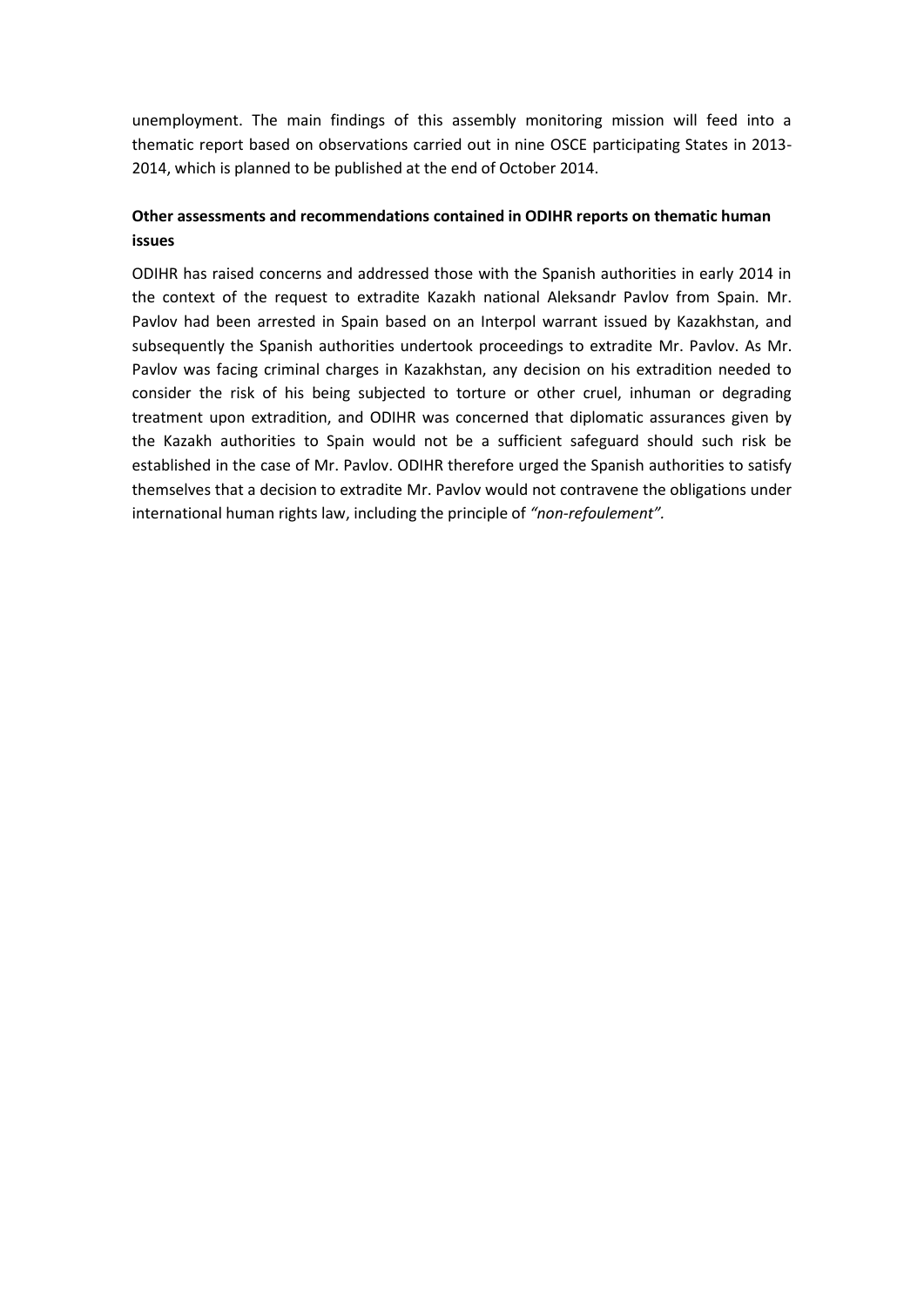unemployment. The main findings of this assembly monitoring mission will feed into a thematic report based on observations carried out in nine OSCE participating States in 2013-2014, which is planned to be published at the end of October 2014.

**Other assessments and recommendations contained in ODIHR reports on thematic human issues**

ODIHR has raised concerns and addressed those with the Spanish authorities in early 2014 in the context of the request to extradite Kazakh national Aleksandr Pavlov from Spain. Mr. Pavlov had been arrested in Spain based on an Interpol warrant issued by Kazakhstan, and subsequently the Spanish authorities undertook proceedings to extradite Mr. Pavlov. As Mr. Pavlov was facing criminal charges in Kazakhstan, any decision on his extradition needed to consider the risk of his being subjected to torture or other cruel, inhuman or degrading treatment upon extradition, and ODIHR was concerned that diplomatic assurances given by the Kazakh authorities to Spain would not be a sufficient safeguard should such risk be established in the case of Mr. Pavlov. ODIHR therefore urged the Spanish authorities to satisfy themselves that a decision to extradite Mr. Pavlov would not contravene the obligations under international human rights law, including the principle of *"non-refoulement".*